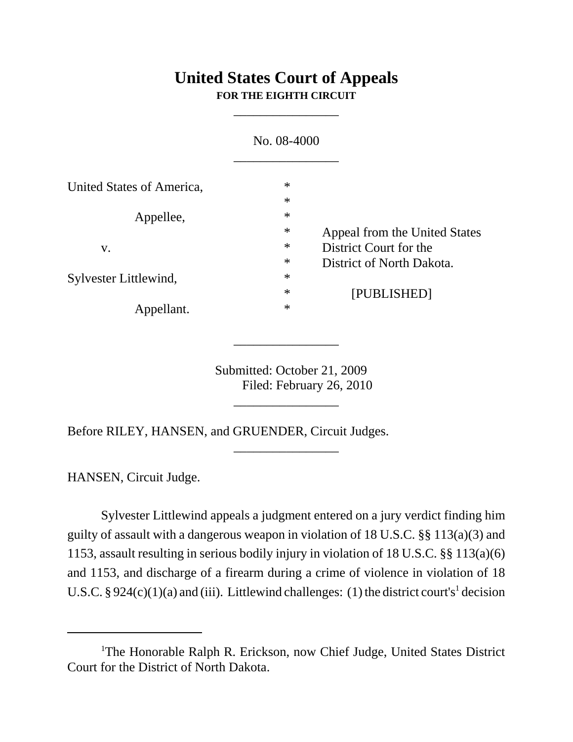# United States Court of Appeals
**FOR THE EIGHTH CIRCUIT**

\_\_\_\_\_\_\_\_\_\_\_\_\_\_\_\_

No. 08-4000

\_\_\_\_\_\_\_\_\_\_\_\_\_\_\_\_

| | | |
|---|---|---|
| United States of America, | * | |
| | * | |
| Appellee, | * | |
| | * | Appeal from the United States |
| v. | * | District Court for the |
| | * | District of North Dakota. |
| Sylvester Littlewind, | * | |
| | * | [PUBLISHED] |
| Appellant. | * | |

\_\_\_\_\_\_\_\_\_\_\_\_\_\_\_\_

Submitted: October 21, 2009
Filed: February 26, 2010

\_\_\_\_\_\_\_\_\_\_\_\_\_\_\_\_

Before RILEY, HANSEN, and GRUENDER, Circuit Judges.

\_\_\_\_\_\_\_\_\_\_\_\_\_\_\_\_

HANSEN, Circuit Judge.

Sylvester Littlewind appeals a judgment entered on a jury verdict finding him guilty of assault with a dangerous weapon in violation of 18 U.S.C. §§ 113(a)(3) and 1153, assault resulting in serious bodily injury in violation of 18 U.S.C. §§ 113(a)(6) and 1153, and discharge of a firearm during a crime of violence in violation of 18 U.S.C. § 924(c)(1)(a) and (iii). Littlewind challenges: (1) the district court's[1] decision

---

[1]The Honorable Ralph R. Erickson, now Chief Judge, United States District Court for the District of North Dakota.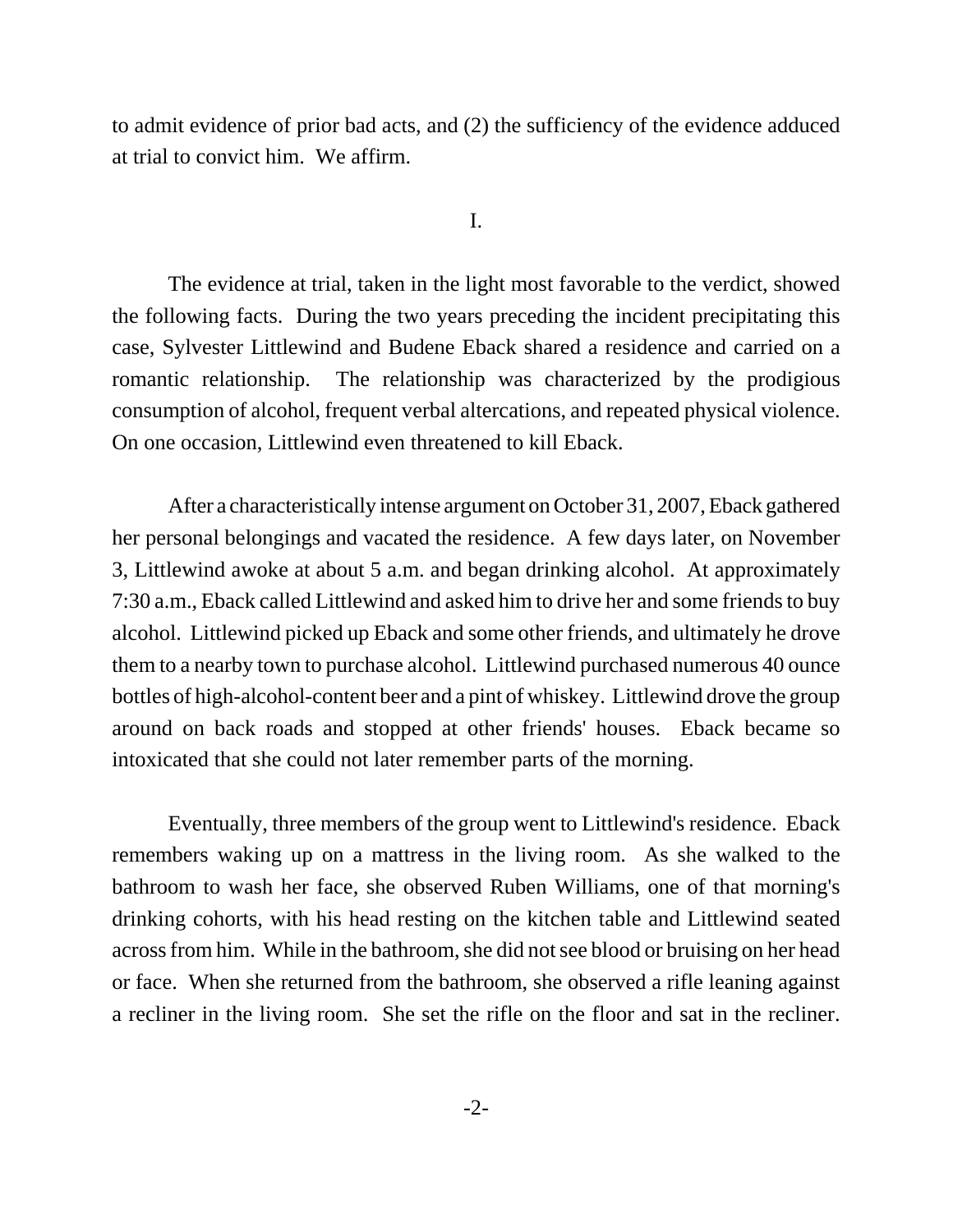to admit evidence of prior bad acts, and (2) the sufficiency of the evidence adduced at trial to convict him. We affirm.

I.

The evidence at trial, taken in the light most favorable to the verdict, showed the following facts. During the two years preceding the incident precipitating this case, Sylvester Littlewind and Budene Eback shared a residence and carried on a romantic relationship. The relationship was characterized by the prodigious consumption of alcohol, frequent verbal altercations, and repeated physical violence. On one occasion, Littlewind even threatened to kill Eback.

After a characteristically intense argument on October 31, 2007, Eback gathered her personal belongings and vacated the residence. A few days later, on November 3, Littlewind awoke at about 5 a.m. and began drinking alcohol. At approximately 7:30 a.m., Eback called Littlewind and asked him to drive her and some friends to buy alcohol. Littlewind picked up Eback and some other friends, and ultimately he drove them to a nearby town to purchase alcohol. Littlewind purchased numerous 40 ounce bottles of high-alcohol-content beer and a pint of whiskey. Littlewind drove the group around on back roads and stopped at other friends' houses. Eback became so intoxicated that she could not later remember parts of the morning.

Eventually, three members of the group went to Littlewind's residence. Eback remembers waking up on a mattress in the living room. As she walked to the bathroom to wash her face, she observed Ruben Williams, one of that morning's drinking cohorts, with his head resting on the kitchen table and Littlewind seated across from him. While in the bathroom, she did not see blood or bruising on her head or face. When she returned from the bathroom, she observed a rifle leaning against a recliner in the living room. She set the rifle on the floor and sat in the recliner.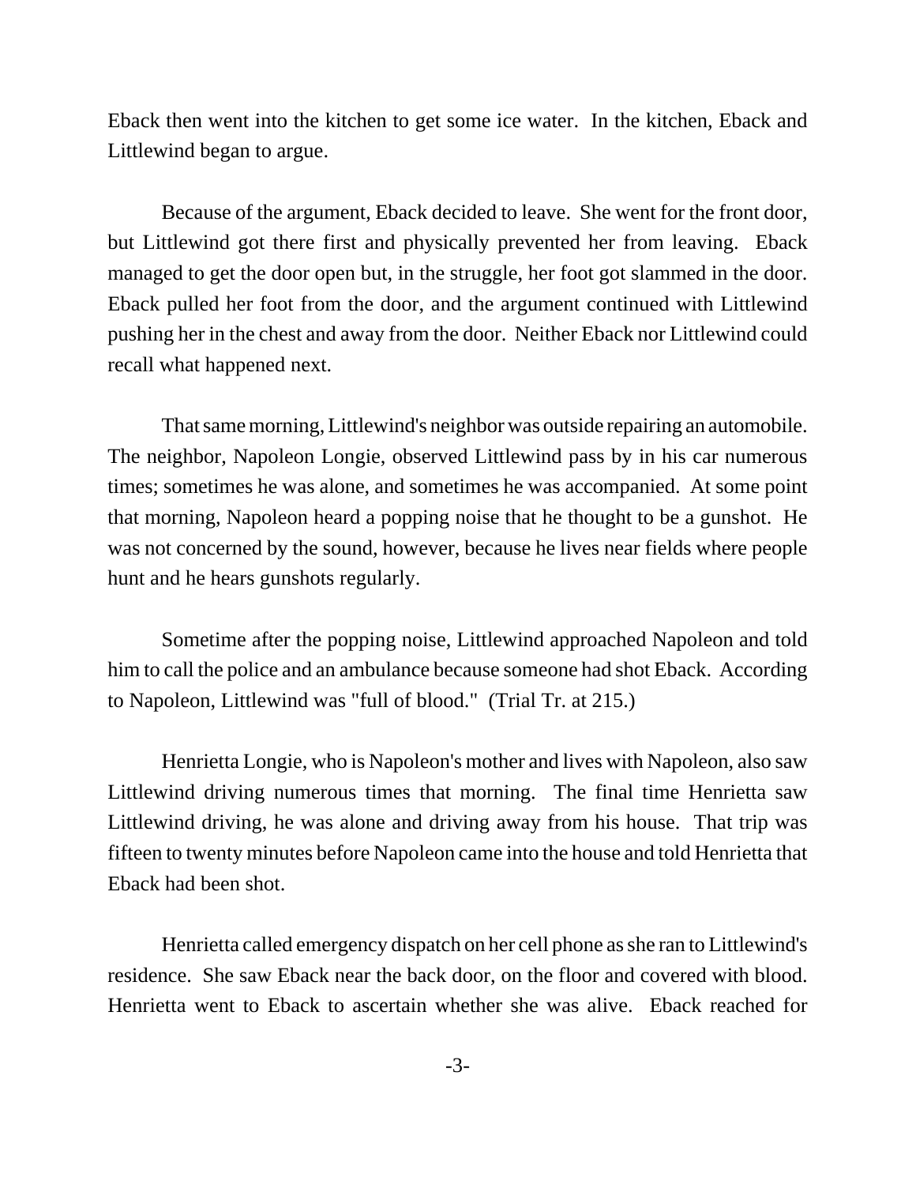Eback then went into the kitchen to get some ice water. In the kitchen, Eback and Littlewind began to argue.

Because of the argument, Eback decided to leave. She went for the front door, but Littlewind got there first and physically prevented her from leaving. Eback managed to get the door open but, in the struggle, her foot got slammed in the door. Eback pulled her foot from the door, and the argument continued with Littlewind pushing her in the chest and away from the door. Neither Eback nor Littlewind could recall what happened next.

That same morning, Littlewind's neighbor was outside repairing an automobile. The neighbor, Napoleon Longie, observed Littlewind pass by in his car numerous times; sometimes he was alone, and sometimes he was accompanied. At some point that morning, Napoleon heard a popping noise that he thought to be a gunshot. He was not concerned by the sound, however, because he lives near fields where people hunt and he hears gunshots regularly.

Sometime after the popping noise, Littlewind approached Napoleon and told him to call the police and an ambulance because someone had shot Eback. According to Napoleon, Littlewind was "full of blood." (Trial Tr. at 215.)

Henrietta Longie, who is Napoleon's mother and lives with Napoleon, also saw Littlewind driving numerous times that morning. The final time Henrietta saw Littlewind driving, he was alone and driving away from his house. That trip was fifteen to twenty minutes before Napoleon came into the house and told Henrietta that Eback had been shot.

Henrietta called emergency dispatch on her cell phone as she ran to Littlewind's residence. She saw Eback near the back door, on the floor and covered with blood. Henrietta went to Eback to ascertain whether she was alive. Eback reached for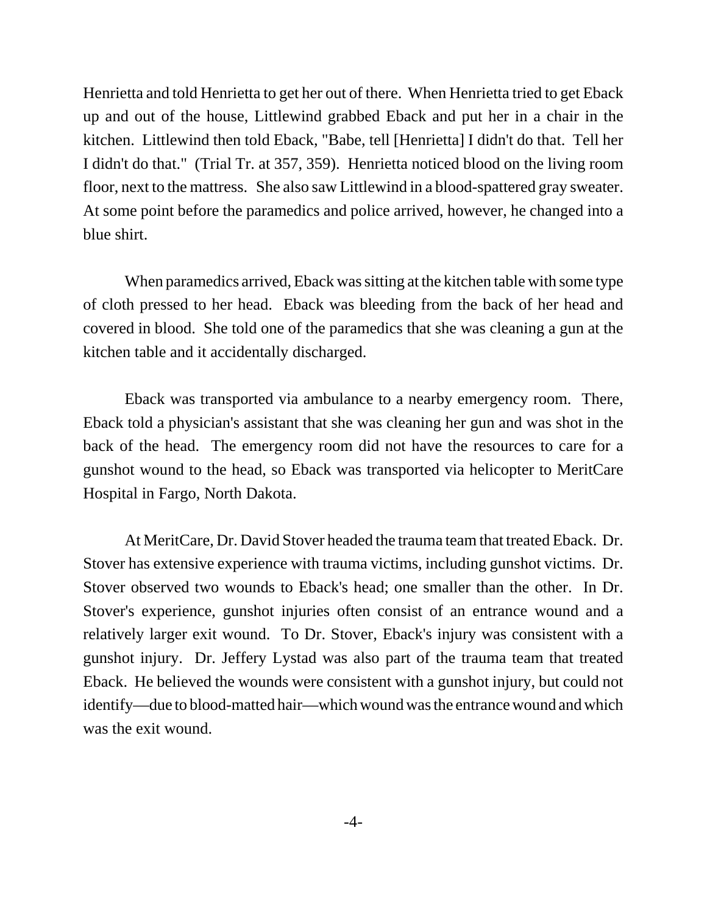Henrietta and told Henrietta to get her out of there. When Henrietta tried to get Eback up and out of the house, Littlewind grabbed Eback and put her in a chair in the kitchen. Littlewind then told Eback, "Babe, tell [Henrietta] I didn't do that. Tell her I didn't do that." (Trial Tr. at 357, 359). Henrietta noticed blood on the living room floor, next to the mattress. She also saw Littlewind in a blood-spattered gray sweater. At some point before the paramedics and police arrived, however, he changed into a blue shirt.

When paramedics arrived, Eback was sitting at the kitchen table with some type of cloth pressed to her head. Eback was bleeding from the back of her head and covered in blood. She told one of the paramedics that she was cleaning a gun at the kitchen table and it accidentally discharged.

Eback was transported via ambulance to a nearby emergency room. There, Eback told a physician's assistant that she was cleaning her gun and was shot in the back of the head. The emergency room did not have the resources to care for a gunshot wound to the head, so Eback was transported via helicopter to MeritCare Hospital in Fargo, North Dakota.

At MeritCare, Dr. David Stover headed the trauma team that treated Eback. Dr. Stover has extensive experience with trauma victims, including gunshot victims. Dr. Stover observed two wounds to Eback's head; one smaller than the other. In Dr. Stover's experience, gunshot injuries often consist of an entrance wound and a relatively larger exit wound. To Dr. Stover, Eback's injury was consistent with a gunshot injury. Dr. Jeffery Lystad was also part of the trauma team that treated Eback. He believed the wounds were consistent with a gunshot injury, but could not identify—due to blood-matted hair—which wound was the entrance wound and which was the exit wound.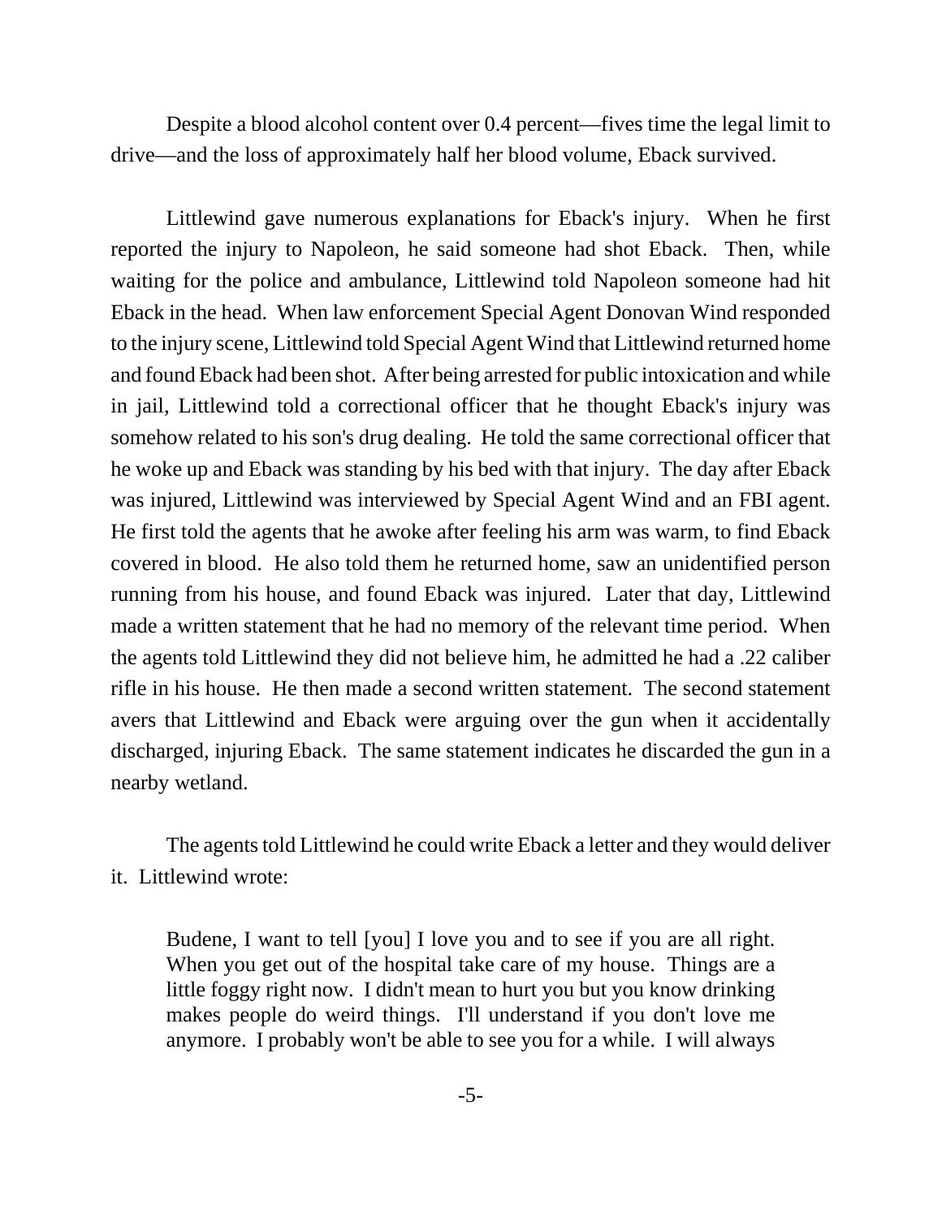Despite a blood alcohol content over 0.4 percent—fives time the legal limit to drive—and the loss of approximately half her blood volume, Eback survived.

Littlewind gave numerous explanations for Eback's injury. When he first reported the injury to Napoleon, he said someone had shot Eback. Then, while waiting for the police and ambulance, Littlewind told Napoleon someone had hit Eback in the head. When law enforcement Special Agent Donovan Wind responded to the injury scene, Littlewind told Special Agent Wind that Littlewind returned home and found Eback had been shot. After being arrested for public intoxication and while in jail, Littlewind told a correctional officer that he thought Eback's injury was somehow related to his son's drug dealing. He told the same correctional officer that he woke up and Eback was standing by his bed with that injury. The day after Eback was injured, Littlewind was interviewed by Special Agent Wind and an FBI agent. He first told the agents that he awoke after feeling his arm was warm, to find Eback covered in blood. He also told them he returned home, saw an unidentified person running from his house, and found Eback was injured. Later that day, Littlewind made a written statement that he had no memory of the relevant time period. When the agents told Littlewind they did not believe him, he admitted he had a .22 caliber rifle in his house. He then made a second written statement. The second statement avers that Littlewind and Eback were arguing over the gun when it accidentally discharged, injuring Eback. The same statement indicates he discarded the gun in a nearby wetland.

The agents told Littlewind he could write Eback a letter and they would deliver it. Littlewind wrote:

> Budene, I want to tell [you] I love you and to see if you are all right. When you get out of the hospital take care of my house. Things are a little foggy right now. I didn't mean to hurt you but you know drinking makes people do weird things. I'll understand if you don't love me anymore. I probably won't be able to see you for a while. I will always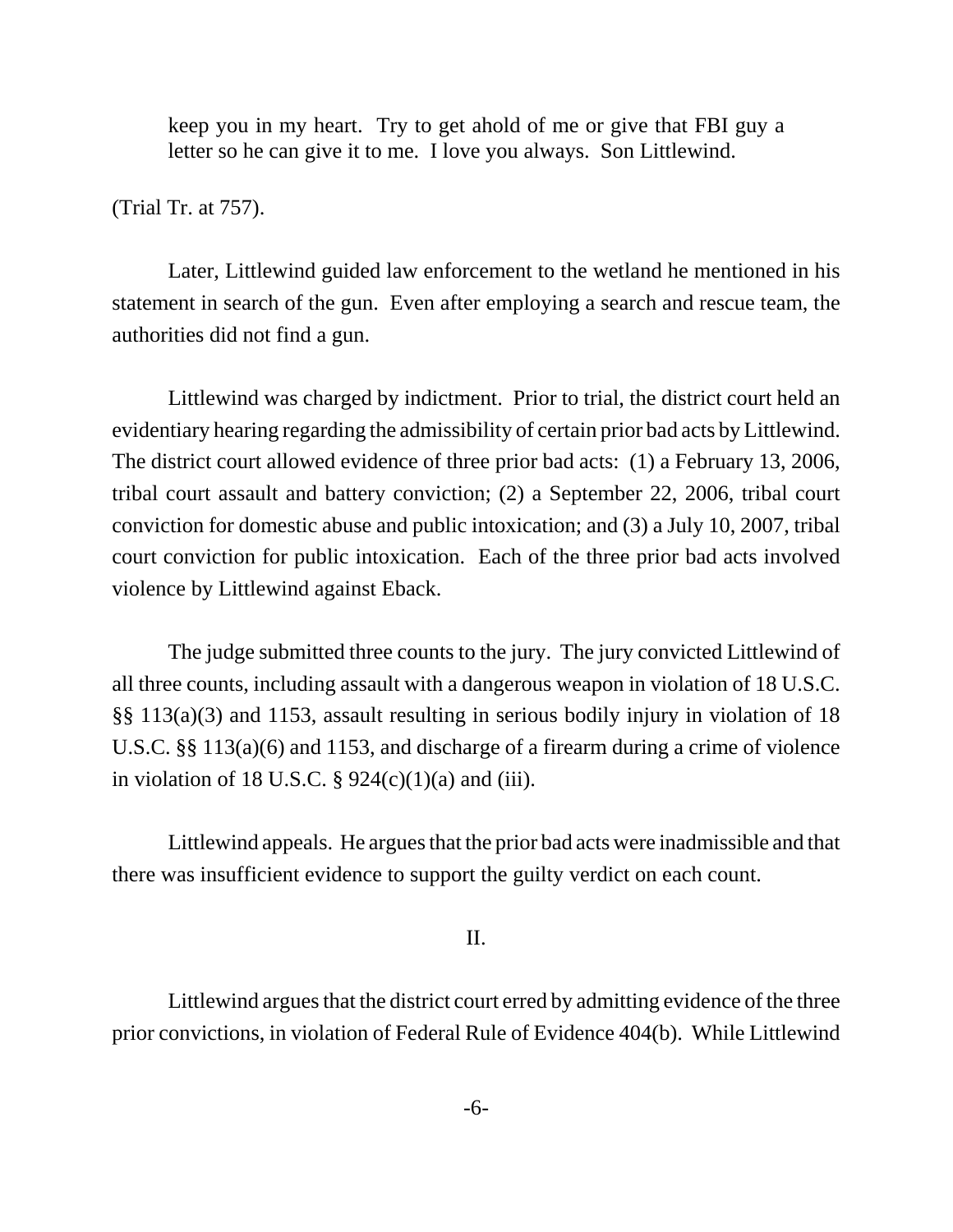> keep you in my heart. Try to get ahold of me or give that FBI guy a letter so he can give it to me. I love you always. Son Littlewind.

(Trial Tr. at 757).

Later, Littlewind guided law enforcement to the wetland he mentioned in his statement in search of the gun. Even after employing a search and rescue team, the authorities did not find a gun.

Littlewind was charged by indictment. Prior to trial, the district court held an evidentiary hearing regarding the admissibility of certain prior bad acts by Littlewind. The district court allowed evidence of three prior bad acts: (1) a February 13, 2006, tribal court assault and battery conviction; (2) a September 22, 2006, tribal court conviction for domestic abuse and public intoxication; and (3) a July 10, 2007, tribal court conviction for public intoxication. Each of the three prior bad acts involved violence by Littlewind against Eback.

The judge submitted three counts to the jury. The jury convicted Littlewind of all three counts, including assault with a dangerous weapon in violation of 18 U.S.C. §§ 113(a)(3) and 1153, assault resulting in serious bodily injury in violation of 18 U.S.C. §§ 113(a)(6) and 1153, and discharge of a firearm during a crime of violence in violation of 18 U.S.C. § 924(c)(1)(a) and (iii).

Littlewind appeals. He argues that the prior bad acts were inadmissible and that there was insufficient evidence to support the guilty verdict on each count.

## II.

Littlewind argues that the district court erred by admitting evidence of the three prior convictions, in violation of Federal Rule of Evidence 404(b). While Littlewind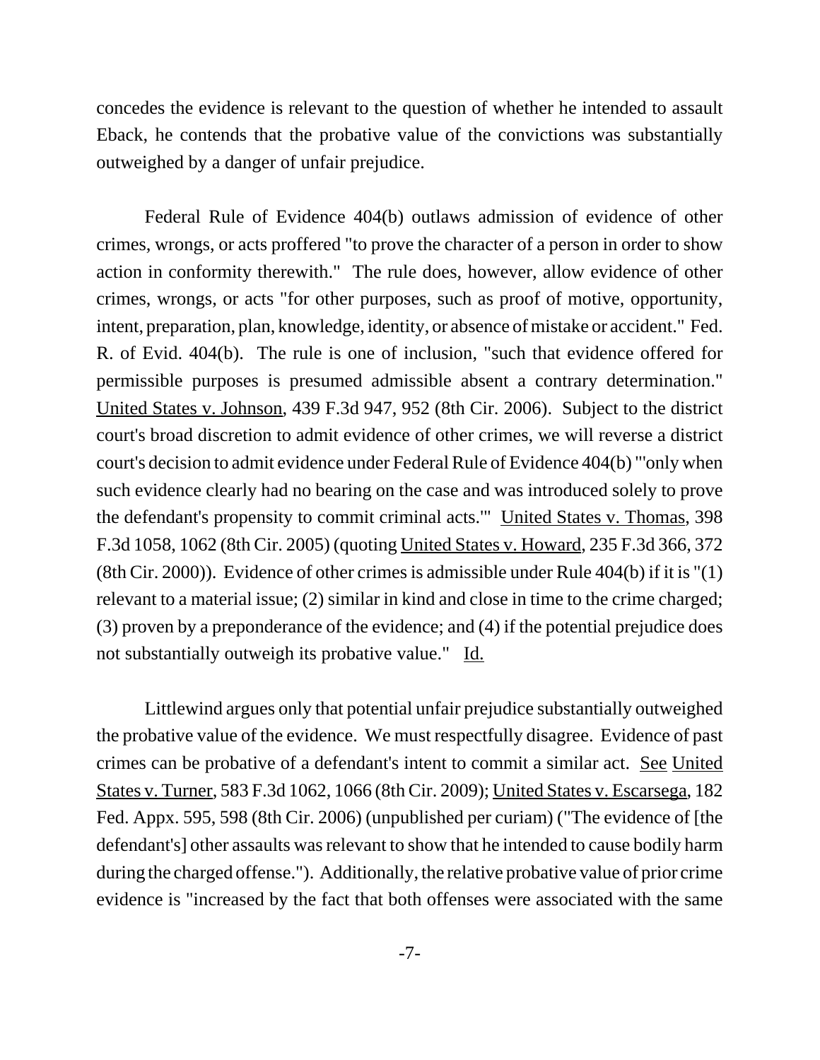concedes the evidence is relevant to the question of whether he intended to assault Eback, he contends that the probative value of the convictions was substantially outweighed by a danger of unfair prejudice.

Federal Rule of Evidence 404(b) outlaws admission of evidence of other crimes, wrongs, or acts proffered "to prove the character of a person in order to show action in conformity therewith." The rule does, however, allow evidence of other crimes, wrongs, or acts "for other purposes, such as proof of motive, opportunity, intent, preparation, plan, knowledge, identity, or absence of mistake or accident." Fed. R. of Evid. 404(b). The rule is one of inclusion, "such that evidence offered for permissible purposes is presumed admissible absent a contrary determination." United States v. Johnson, 439 F.3d 947, 952 (8th Cir. 2006). Subject to the district court's broad discretion to admit evidence of other crimes, we will reverse a district court's decision to admit evidence under Federal Rule of Evidence 404(b) "'only when such evidence clearly had no bearing on the case and was introduced solely to prove the defendant's propensity to commit criminal acts.'" United States v. Thomas, 398 F.3d 1058, 1062 (8th Cir. 2005) (quoting United States v. Howard, 235 F.3d 366, 372 (8th Cir. 2000)). Evidence of other crimes is admissible under Rule 404(b) if it is "(1) relevant to a material issue; (2) similar in kind and close in time to the crime charged; (3) proven by a preponderance of the evidence; and (4) if the potential prejudice does not substantially outweigh its probative value." Id.

Littlewind argues only that potential unfair prejudice substantially outweighed the probative value of the evidence. We must respectfully disagree. Evidence of past crimes can be probative of a defendant's intent to commit a similar act. See United States v. Turner, 583 F.3d 1062, 1066 (8th Cir. 2009); United States v. Escarsega, 182 Fed. Appx. 595, 598 (8th Cir. 2006) (unpublished per curiam) ("The evidence of [the defendant's] other assaults was relevant to show that he intended to cause bodily harm during the charged offense."). Additionally, the relative probative value of prior crime evidence is "increased by the fact that both offenses were associated with the same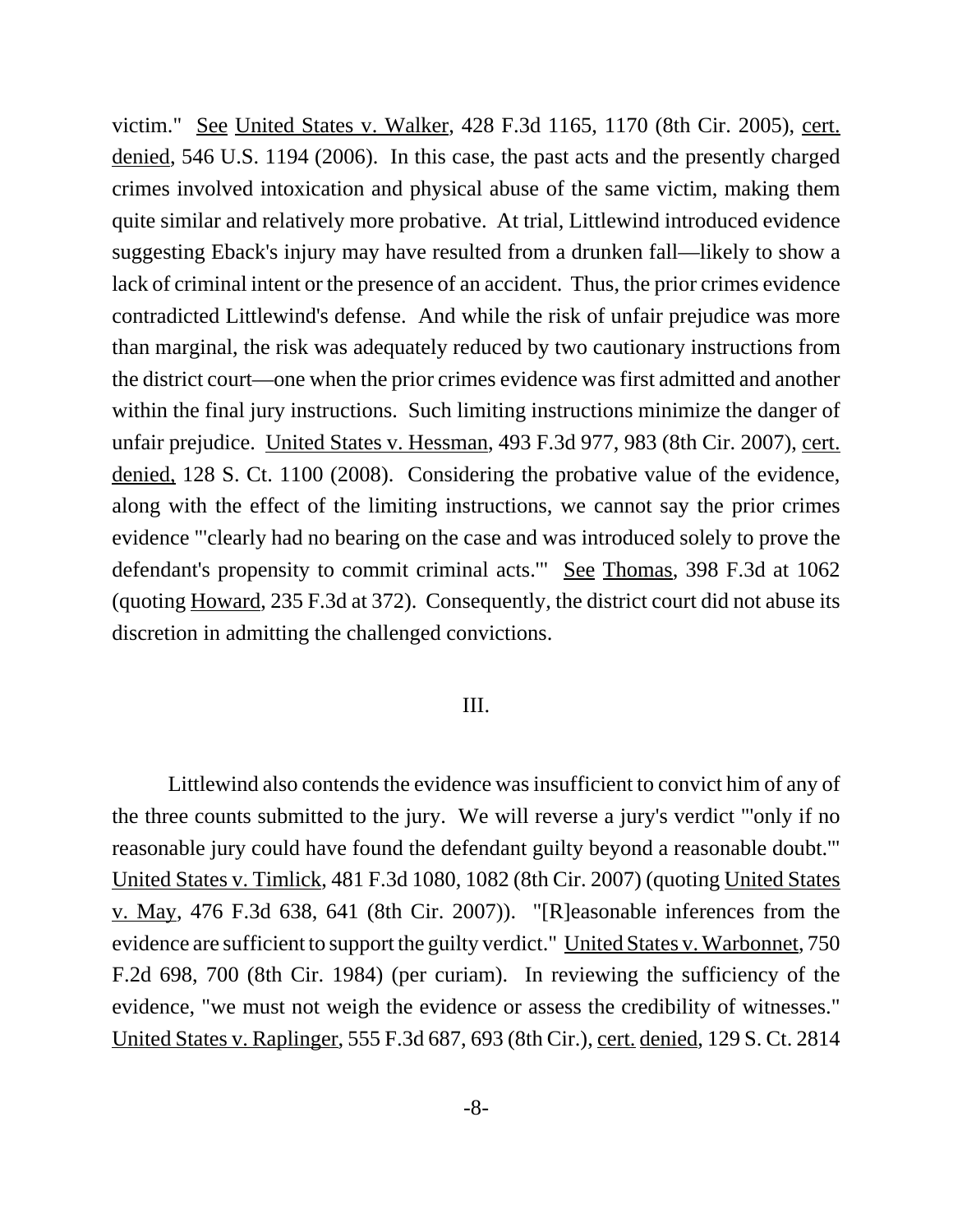victim." See United States v. Walker, 428 F.3d 1165, 1170 (8th Cir. 2005), cert. denied, 546 U.S. 1194 (2006). In this case, the past acts and the presently charged crimes involved intoxication and physical abuse of the same victim, making them quite similar and relatively more probative. At trial, Littlewind introduced evidence suggesting Eback's injury may have resulted from a drunken fall—likely to show a lack of criminal intent or the presence of an accident. Thus, the prior crimes evidence contradicted Littlewind's defense. And while the risk of unfair prejudice was more than marginal, the risk was adequately reduced by two cautionary instructions from the district court—one when the prior crimes evidence was first admitted and another within the final jury instructions. Such limiting instructions minimize the danger of unfair prejudice. United States v. Hessman, 493 F.3d 977, 983 (8th Cir. 2007), cert. denied, 128 S. Ct. 1100 (2008). Considering the probative value of the evidence, along with the effect of the limiting instructions, we cannot say the prior crimes evidence "'clearly had no bearing on the case and was introduced solely to prove the defendant's propensity to commit criminal acts.'" See Thomas, 398 F.3d at 1062 (quoting Howard, 235 F.3d at 372). Consequently, the district court did not abuse its discretion in admitting the challenged convictions.

## III.

Littlewind also contends the evidence was insufficient to convict him of any of the three counts submitted to the jury. We will reverse a jury's verdict "'only if no reasonable jury could have found the defendant guilty beyond a reasonable doubt.'" United States v. Timlick, 481 F.3d 1080, 1082 (8th Cir. 2007) (quoting United States v. May, 476 F.3d 638, 641 (8th Cir. 2007)). "[R]easonable inferences from the evidence are sufficient to support the guilty verdict." United States v. Warbonnet, 750 F.2d 698, 700 (8th Cir. 1984) (per curiam). In reviewing the sufficiency of the evidence, "we must not weigh the evidence or assess the credibility of witnesses." United States v. Raplinger, 555 F.3d 687, 693 (8th Cir.), cert. denied, 129 S. Ct. 2814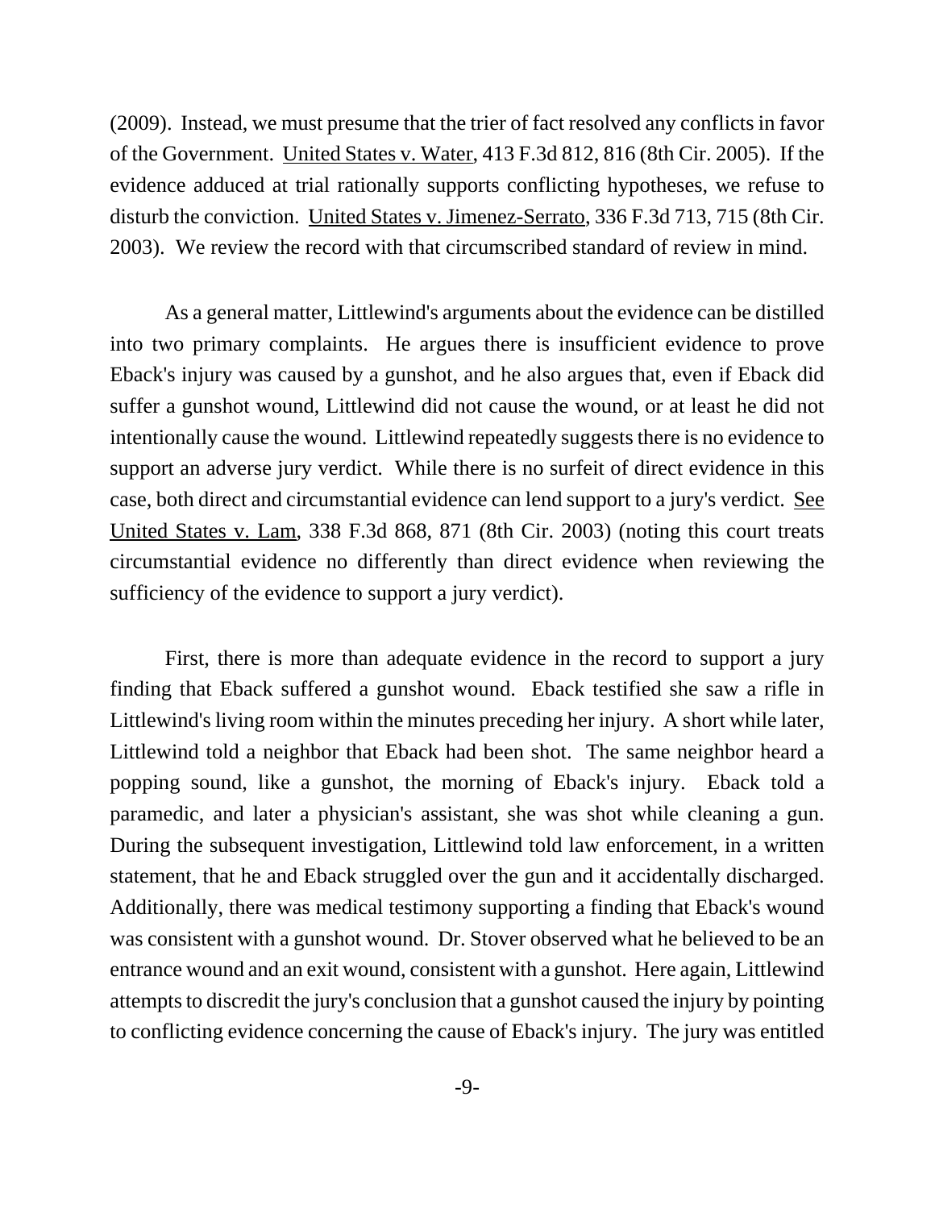(2009). Instead, we must presume that the trier of fact resolved any conflicts in favor of the Government. United States v. Water, 413 F.3d 812, 816 (8th Cir. 2005). If the evidence adduced at trial rationally supports conflicting hypotheses, we refuse to disturb the conviction. United States v. Jimenez-Serrato, 336 F.3d 713, 715 (8th Cir. 2003). We review the record with that circumscribed standard of review in mind.

As a general matter, Littlewind's arguments about the evidence can be distilled into two primary complaints. He argues there is insufficient evidence to prove Eback's injury was caused by a gunshot, and he also argues that, even if Eback did suffer a gunshot wound, Littlewind did not cause the wound, or at least he did not intentionally cause the wound. Littlewind repeatedly suggests there is no evidence to support an adverse jury verdict. While there is no surfeit of direct evidence in this case, both direct and circumstantial evidence can lend support to a jury's verdict. See United States v. Lam, 338 F.3d 868, 871 (8th Cir. 2003) (noting this court treats circumstantial evidence no differently than direct evidence when reviewing the sufficiency of the evidence to support a jury verdict).

First, there is more than adequate evidence in the record to support a jury finding that Eback suffered a gunshot wound. Eback testified she saw a rifle in Littlewind's living room within the minutes preceding her injury. A short while later, Littlewind told a neighbor that Eback had been shot. The same neighbor heard a popping sound, like a gunshot, the morning of Eback's injury. Eback told a paramedic, and later a physician's assistant, she was shot while cleaning a gun. During the subsequent investigation, Littlewind told law enforcement, in a written statement, that he and Eback struggled over the gun and it accidentally discharged. Additionally, there was medical testimony supporting a finding that Eback's wound was consistent with a gunshot wound. Dr. Stover observed what he believed to be an entrance wound and an exit wound, consistent with a gunshot. Here again, Littlewind attempts to discredit the jury's conclusion that a gunshot caused the injury by pointing to conflicting evidence concerning the cause of Eback's injury. The jury was entitled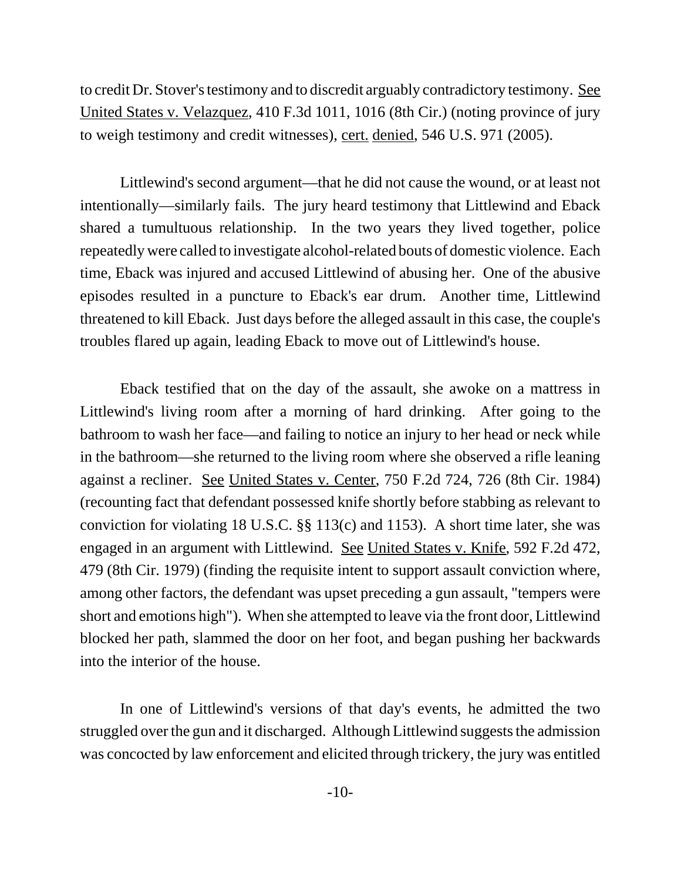to credit Dr. Stover's testimony and to discredit arguably contradictory testimony. See United States v. Velazquez, 410 F.3d 1011, 1016 (8th Cir.) (noting province of jury to weigh testimony and credit witnesses), cert. denied, 546 U.S. 971 (2005).

Littlewind's second argument—that he did not cause the wound, or at least not intentionally—similarly fails. The jury heard testimony that Littlewind and Eback shared a tumultuous relationship. In the two years they lived together, police repeatedly were called to investigate alcohol-related bouts of domestic violence. Each time, Eback was injured and accused Littlewind of abusing her. One of the abusive episodes resulted in a puncture to Eback's ear drum. Another time, Littlewind threatened to kill Eback. Just days before the alleged assault in this case, the couple's troubles flared up again, leading Eback to move out of Littlewind's house.

Eback testified that on the day of the assault, she awoke on a mattress in Littlewind's living room after a morning of hard drinking. After going to the bathroom to wash her face—and failing to notice an injury to her head or neck while in the bathroom—she returned to the living room where she observed a rifle leaning against a recliner. See United States v. Center, 750 F.2d 724, 726 (8th Cir. 1984) (recounting fact that defendant possessed knife shortly before stabbing as relevant to conviction for violating 18 U.S.C. §§ 113(c) and 1153). A short time later, she was engaged in an argument with Littlewind. See United States v. Knife, 592 F.2d 472, 479 (8th Cir. 1979) (finding the requisite intent to support assault conviction where, among other factors, the defendant was upset preceding a gun assault, "tempers were short and emotions high"). When she attempted to leave via the front door, Littlewind blocked her path, slammed the door on her foot, and began pushing her backwards into the interior of the house.

In one of Littlewind's versions of that day's events, he admitted the two struggled over the gun and it discharged. Although Littlewind suggests the admission was concocted by law enforcement and elicited through trickery, the jury was entitled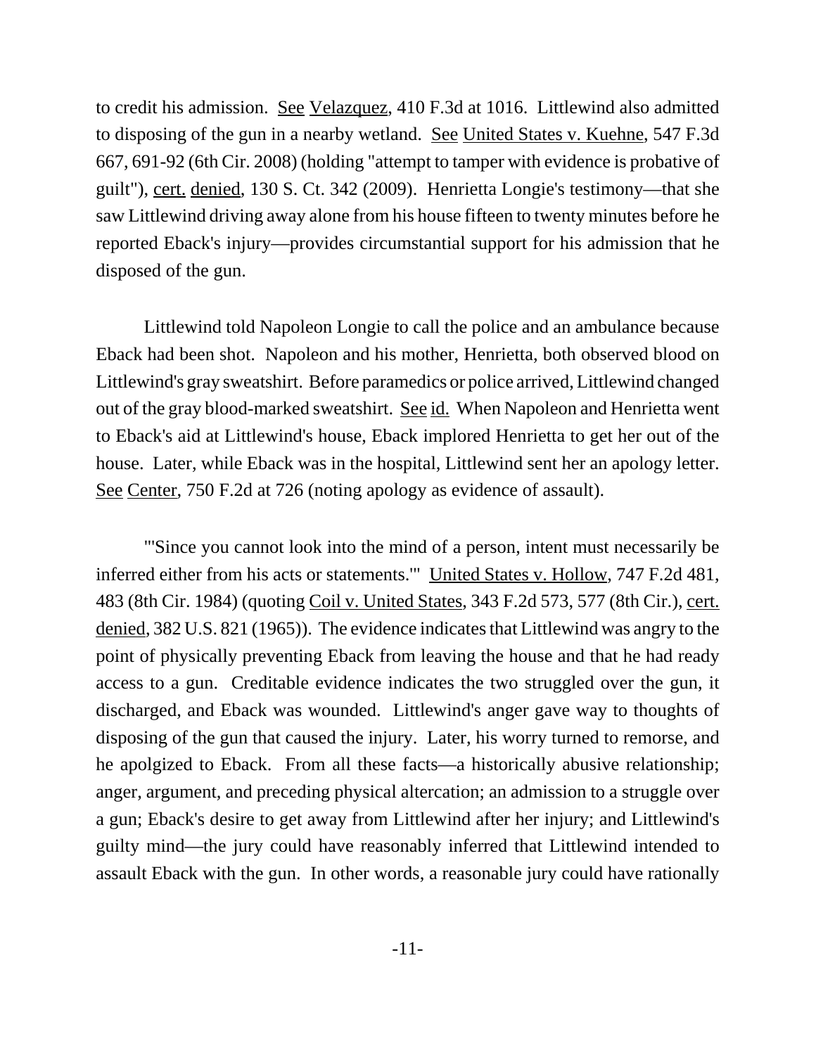to credit his admission. See Velazquez, 410 F.3d at 1016. Littlewind also admitted to disposing of the gun in a nearby wetland. See United States v. Kuehne, 547 F.3d 667, 691-92 (6th Cir. 2008) (holding "attempt to tamper with evidence is probative of guilt"), cert. denied, 130 S. Ct. 342 (2009). Henrietta Longie's testimony—that she saw Littlewind driving away alone from his house fifteen to twenty minutes before he reported Eback's injury—provides circumstantial support for his admission that he disposed of the gun.

Littlewind told Napoleon Longie to call the police and an ambulance because Eback had been shot. Napoleon and his mother, Henrietta, both observed blood on Littlewind's gray sweatshirt. Before paramedics or police arrived, Littlewind changed out of the gray blood-marked sweatshirt. See id. When Napoleon and Henrietta went to Eback's aid at Littlewind's house, Eback implored Henrietta to get her out of the house. Later, while Eback was in the hospital, Littlewind sent her an apology letter. See Center, 750 F.2d at 726 (noting apology as evidence of assault).

"'Since you cannot look into the mind of a person, intent must necessarily be inferred either from his acts or statements.'" United States v. Hollow, 747 F.2d 481, 483 (8th Cir. 1984) (quoting Coil v. United States, 343 F.2d 573, 577 (8th Cir.), cert. denied, 382 U.S. 821 (1965)). The evidence indicates that Littlewind was angry to the point of physically preventing Eback from leaving the house and that he had ready access to a gun. Creditable evidence indicates the two struggled over the gun, it discharged, and Eback was wounded. Littlewind's anger gave way to thoughts of disposing of the gun that caused the injury. Later, his worry turned to remorse, and he apolgized to Eback. From all these facts—a historically abusive relationship; anger, argument, and preceding physical altercation; an admission to a struggle over a gun; Eback's desire to get away from Littlewind after her injury; and Littlewind's guilty mind—the jury could have reasonably inferred that Littlewind intended to assault Eback with the gun. In other words, a reasonable jury could have rationally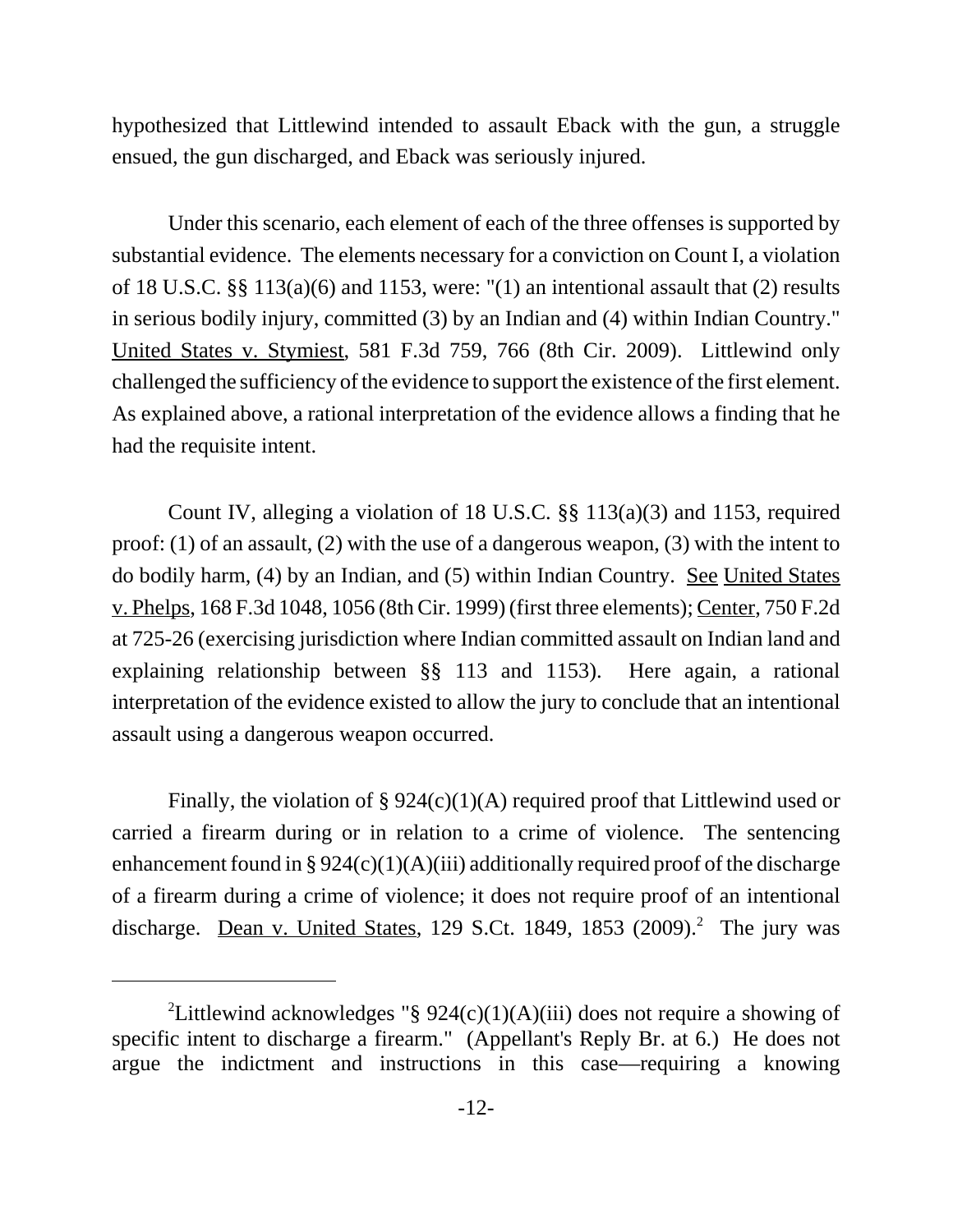hypothesized that Littlewind intended to assault Eback with the gun, a struggle ensued, the gun discharged, and Eback was seriously injured.

Under this scenario, each element of each of the three offenses is supported by substantial evidence. The elements necessary for a conviction on Count I, a violation of 18 U.S.C. §§ 113(a)(6) and 1153, were: "(1) an intentional assault that (2) results in serious bodily injury, committed (3) by an Indian and (4) within Indian Country." United States v. Stymiest, 581 F.3d 759, 766 (8th Cir. 2009). Littlewind only challenged the sufficiency of the evidence to support the existence of the first element. As explained above, a rational interpretation of the evidence allows a finding that he had the requisite intent.

Count IV, alleging a violation of 18 U.S.C. §§ 113(a)(3) and 1153, required proof: (1) of an assault, (2) with the use of a dangerous weapon, (3) with the intent to do bodily harm, (4) by an Indian, and (5) within Indian Country. See United States v. Phelps, 168 F.3d 1048, 1056 (8th Cir. 1999) (first three elements); Center, 750 F.2d at 725-26 (exercising jurisdiction where Indian committed assault on Indian land and explaining relationship between §§ 113 and 1153). Here again, a rational interpretation of the evidence existed to allow the jury to conclude that an intentional assault using a dangerous weapon occurred.

Finally, the violation of § 924(c)(1)(A) required proof that Littlewind used or carried a firearm during or in relation to a crime of violence. The sentencing enhancement found in § 924(c)(1)(A)(iii) additionally required proof of the discharge of a firearm during a crime of violence; it does not require proof of an intentional discharge. Dean v. United States, 129 S.Ct. 1849, 1853 (2009).[2] The jury was

---

[2]Littlewind acknowledges "§ 924(c)(1)(A)(iii) does not require a showing of specific intent to discharge a firearm." (Appellant's Reply Br. at 6.) He does not argue the indictment and instructions in this case—requiring a knowing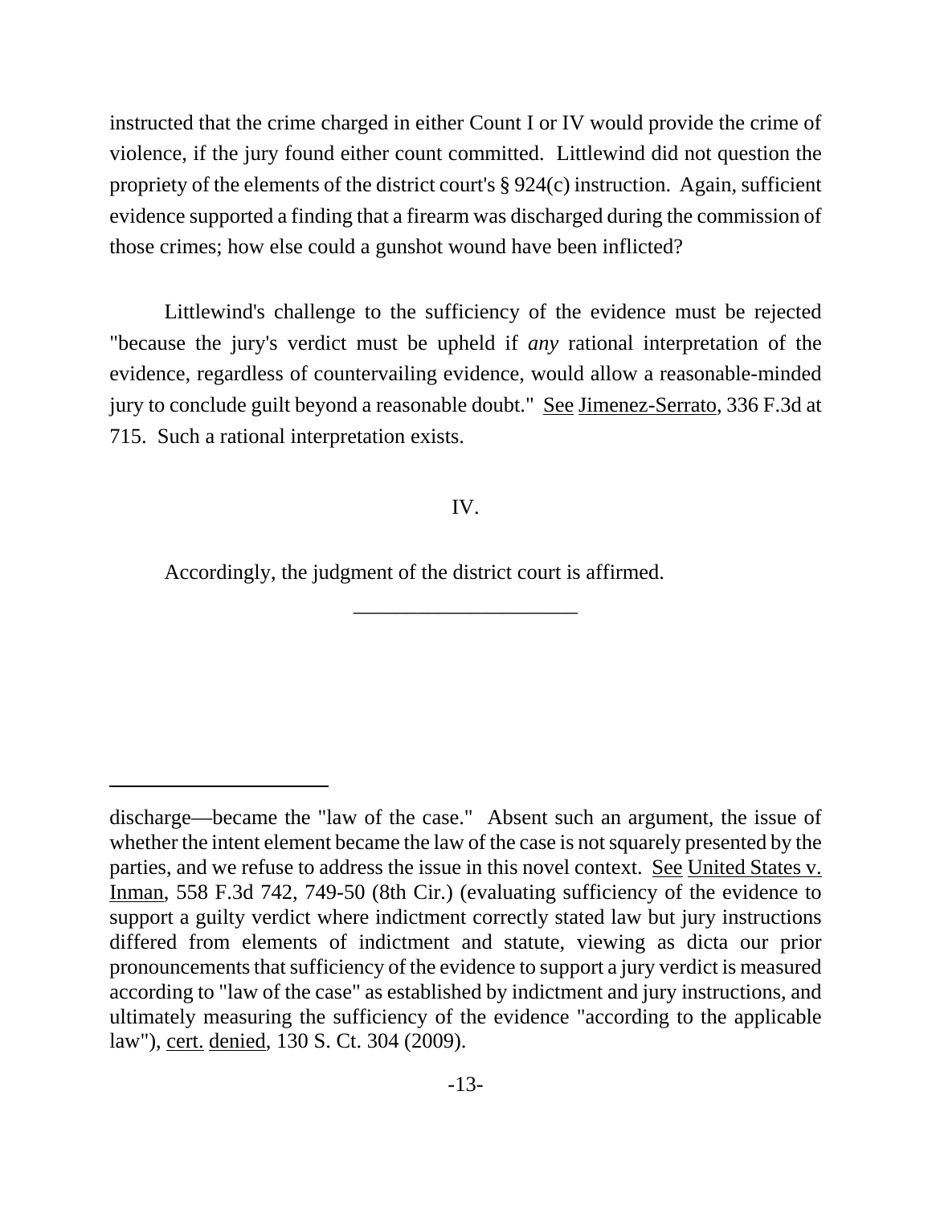instructed that the crime charged in either Count I or IV would provide the crime of violence, if the jury found either count committed. Littlewind did not question the propriety of the elements of the district court's § 924(c) instruction. Again, sufficient evidence supported a finding that a firearm was discharged during the commission of those crimes; how else could a gunshot wound have been inflicted?

Littlewind's challenge to the sufficiency of the evidence must be rejected "because the jury's verdict must be upheld if *any* rational interpretation of the evidence, regardless of countervailing evidence, would allow a reasonable-minded jury to conclude guilt beyond a reasonable doubt." See Jimenez-Serrato, 336 F.3d at 715. Such a rational interpretation exists.

IV.

Accordingly, the judgment of the district court is affirmed.

______________________

discharge—became the "law of the case." Absent such an argument, the issue of whether the intent element became the law of the case is not squarely presented by the parties, and we refuse to address the issue in this novel context. See United States v. Inman, 558 F.3d 742, 749-50 (8th Cir.) (evaluating sufficiency of the evidence to support a guilty verdict where indictment correctly stated law but jury instructions differed from elements of indictment and statute, viewing as dicta our prior pronouncements that sufficiency of the evidence to support a jury verdict is measured according to "law of the case" as established by indictment and jury instructions, and ultimately measuring the sufficiency of the evidence "according to the applicable law"), cert. denied, 130 S. Ct. 304 (2009).